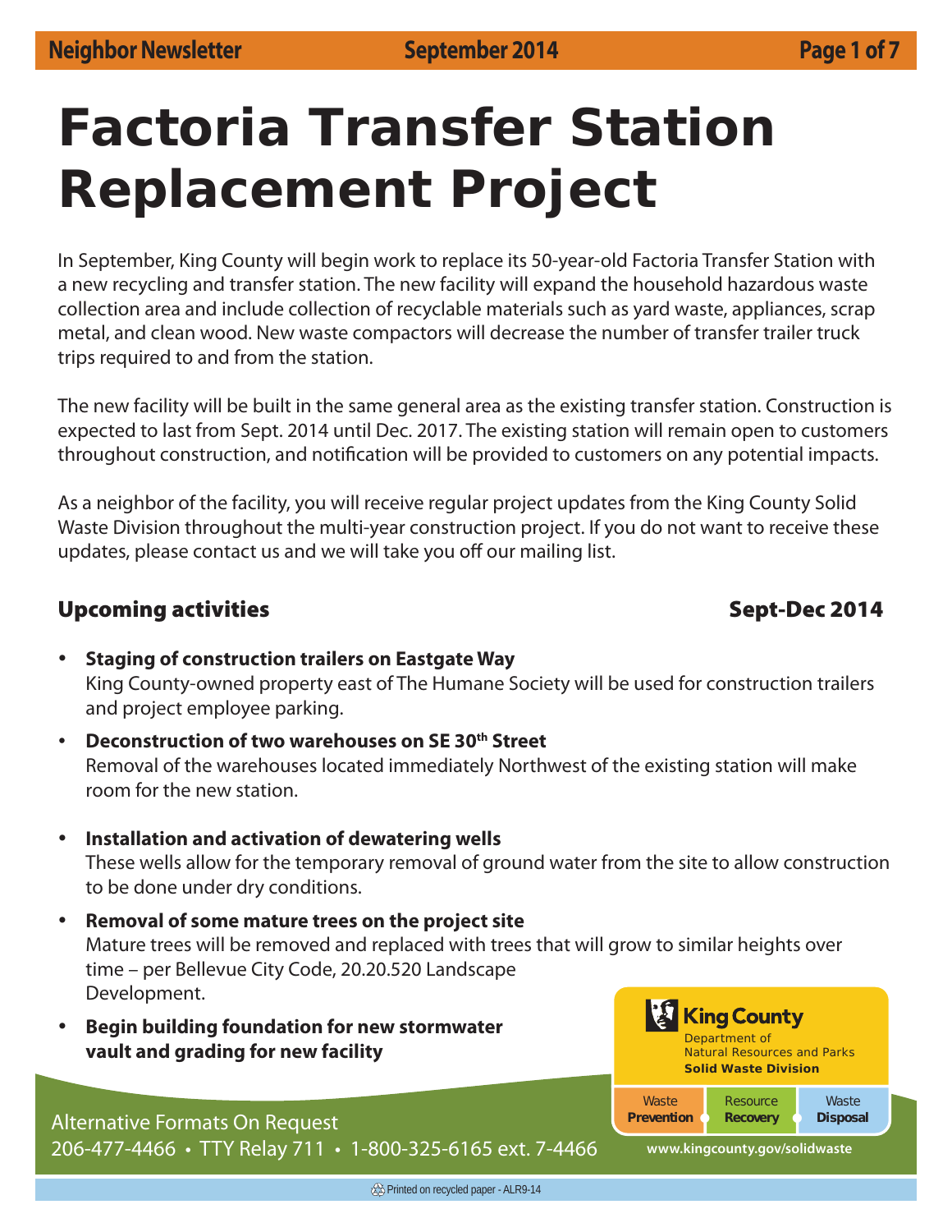# Factoria Transfer Station Replacement Project

In September, King County will begin work to replace its 50-year-old Factoria Transfer Station with a new recycling and transfer station. The new facility will expand the household hazardous waste collection area and include collection of recyclable materials such as yard waste, appliances, scrap metal, and clean wood. New waste compactors will decrease the number of transfer trailer truck trips required to and from the station.

The new facility will be built in the same general area as the existing transfer station. Construction is expected to last from Sept. 2014 until Dec. 2017. The existing station will remain open to customers throughout construction, and notification will be provided to customers on any potential impacts.

As a neighbor of the facility, you will receive regular project updates from the King County Solid Waste Division throughout the multi-year construction project. If you do not want to receive these updates, please contact us and we will take you off our mailing list.

## Upcoming activities — Sept-Dec 2014

- **Staging of construction trailers on Eastgate Way**
  King County-owned property east of The Humane Society will be used for construction trailers and project employee parking.
- **Deconstruction of two warehouses on SE 30th Street**
  Removal of the warehouses located immediately Northwest of the existing station will make room for the new station.
- **Installation and activation of dewatering wells**
  These wells allow for the temporary removal of ground water from the site to allow construction to be done under dry conditions.
- **Removal of some mature trees on the project site**
  Mature trees will be removed and replaced with trees that will grow to similar heights over time – per Bellevue City Code, 20.20.520 Landscape Development.
- **Begin building foundation for new stormwater vault and grading for new facility**

King County
Department of Natural Resources and Parks
**Solid Waste Division**

Waste **Prevention** | Resource **Recovery** | Waste **Disposal**

www.kingcounty.gov/solidwaste

Alternative Formats On Request
206-477-4466 • TTY Relay 711 • 1-800-325-6165 ext. 7-4466

Printed on recycled paper - ALR9-14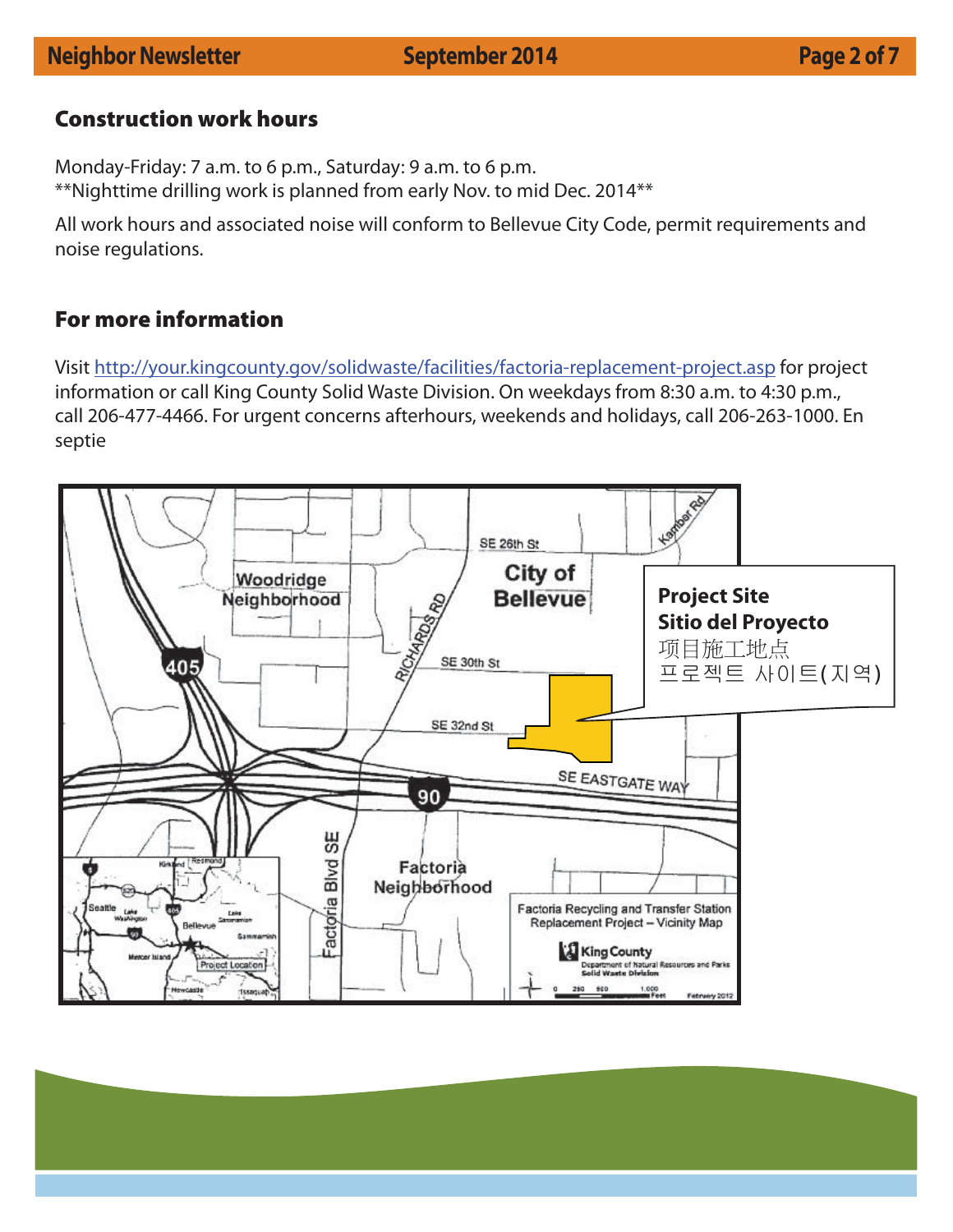## Construction work hours

Monday-Friday: 7 a.m. to 6 p.m., Saturday: 9 a.m. to 6 p.m.
**Nighttime drilling work is planned from early Nov. to mid Dec. 2014**

All work hours and associated noise will conform to Bellevue City Code, permit requirements and noise regulations.

## For more information

Visit http://your.kingcounty.gov/solidwaste/facilities/factoria-replacement-project.asp for project information or call King County Solid Waste Division. On weekdays from 8:30 a.m. to 4:30 p.m., call 206-477-4466. For urgent concerns afterhours, weekends and holidays, call 206-263-1000. En septie

**Project Site**
**Sitio del Proyecto**
项目施工地点
프로젝트 사이트(지역)

Factoria Recycling and Transfer Station Replacement Project – Vicinity Map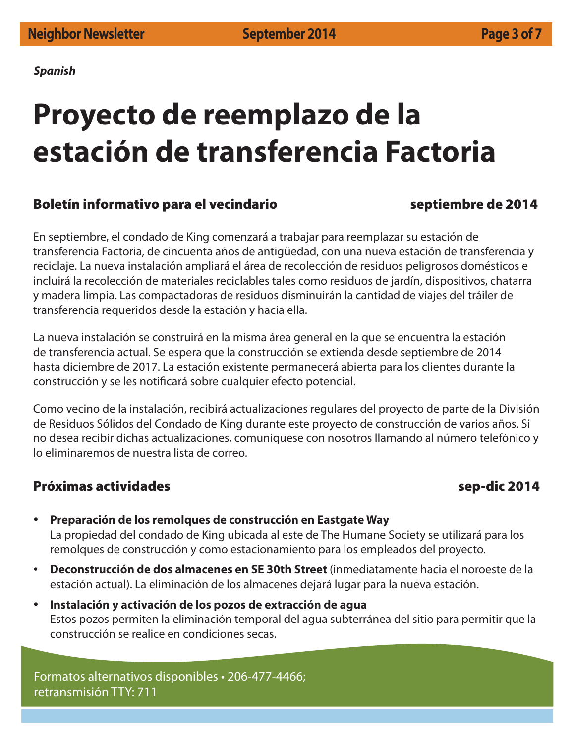*Spanish*

# Proyecto de reemplazo de la estación de transferencia Factoria

## Boletín informativo para el vecindario — septiembre de 2014

En septiembre, el condado de King comenzará a trabajar para reemplazar su estación de transferencia Factoria, de cincuenta años de antigüedad, con una nueva estación de transferencia y reciclaje. La nueva instalación ampliará el área de recolección de residuos peligrosos domésticos e incluirá la recolección de materiales reciclables tales como residuos de jardín, dispositivos, chatarra y madera limpia. Las compactadoras de residuos disminuirán la cantidad de viajes del tráiler de transferencia requeridos desde la estación y hacia ella.

La nueva instalación se construirá en la misma área general en la que se encuentra la estación de transferencia actual. Se espera que la construcción se extienda desde septiembre de 2014 hasta diciembre de 2017. La estación existente permanecerá abierta para los clientes durante la construcción y se les notificará sobre cualquier efecto potencial.

Como vecino de la instalación, recibirá actualizaciones regulares del proyecto de parte de la División de Residuos Sólidos del Condado de King durante este proyecto de construcción de varios años. Si no desea recibir dichas actualizaciones, comuníquese con nosotros llamando al número telefónico y lo eliminaremos de nuestra lista de correo.

## Próximas actividades — sep-dic 2014

- **Preparación de los remolques de construcción en Eastgate Way**
  La propiedad del condado de King ubicada al este de The Humane Society se utilizará para los remolques de construcción y como estacionamiento para los empleados del proyecto.
- **Deconstrucción de dos almacenes en SE 30th Street** (inmediatamente hacia el noroeste de la estación actual). La eliminación de los almacenes dejará lugar para la nueva estación.
- **Instalación y activación de los pozos de extracción de agua**
  Estos pozos permiten la eliminación temporal del agua subterránea del sitio para permitir que la construcción se realice en condiciones secas.

Formatos alternativos disponibles • 206-477-4466;
retransmisión TTY: 711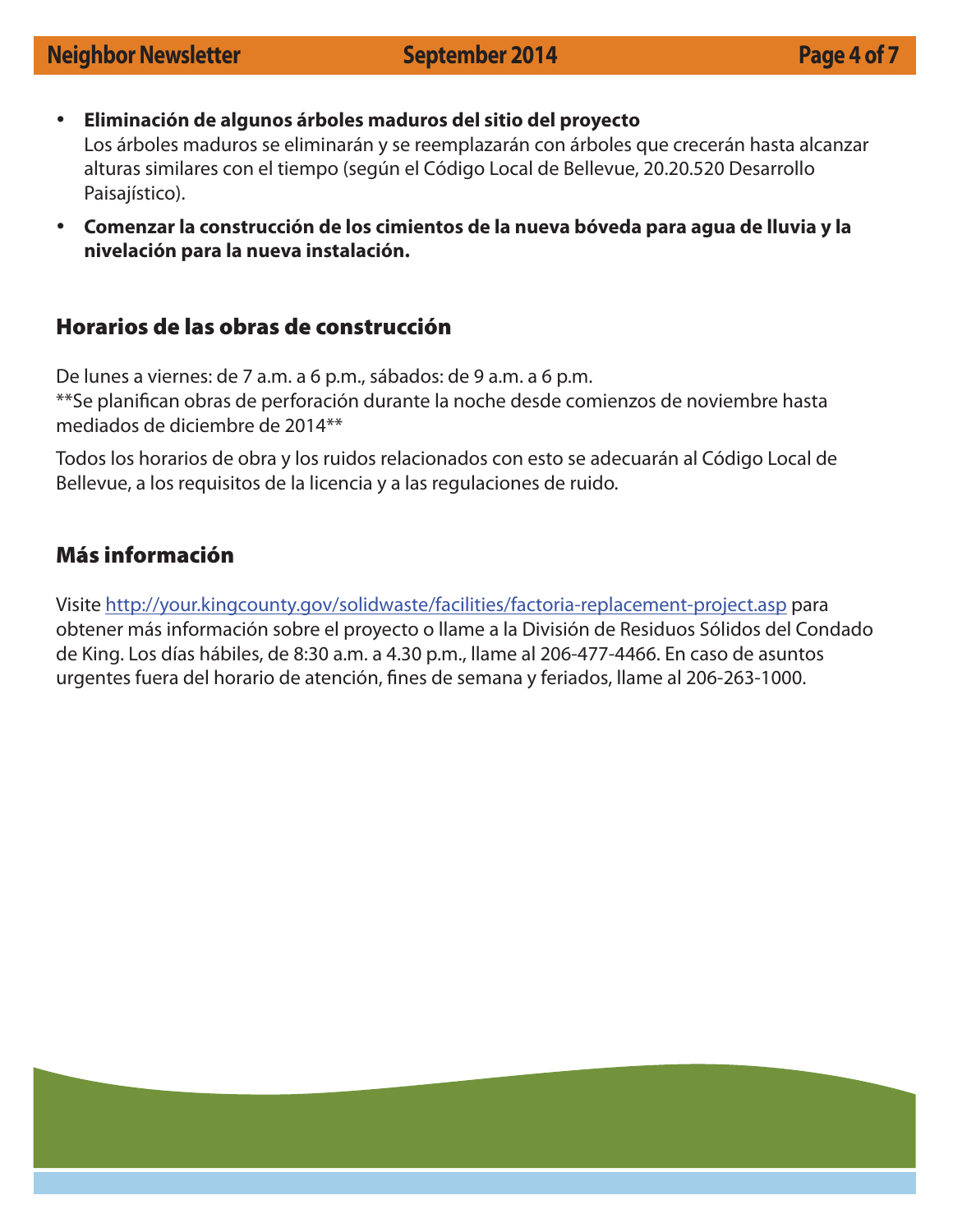- **Eliminación de algunos árboles maduros del sitio del proyecto**
  Los árboles maduros se eliminarán y se reemplazarán con árboles que crecerán hasta alcanzar alturas similares con el tiempo (según el Código Local de Bellevue, 20.20.520 Desarrollo Paisajístico).
- **Comenzar la construcción de los cimientos de la nueva bóveda para agua de lluvia y la nivelación para la nueva instalación.**

## Horarios de las obras de construcción

De lunes a viernes: de 7 a.m. a 6 p.m., sábados: de 9 a.m. a 6 p.m.
**Se planifican obras de perforación durante la noche desde comienzos de noviembre hasta mediados de diciembre de 2014**

Todos los horarios de obra y los ruidos relacionados con esto se adecuarán al Código Local de Bellevue, a los requisitos de la licencia y a las regulaciones de ruido.

## Más información

Visite http://your.kingcounty.gov/solidwaste/facilities/factoria-replacement-project.asp para obtener más información sobre el proyecto o llame a la División de Residuos Sólidos del Condado de King. Los días hábiles, de 8:30 a.m. a 4.30 p.m., llame al 206-477-4466. En caso de asuntos urgentes fuera del horario de atención, fines de semana y feriados, llame al 206-263-1000.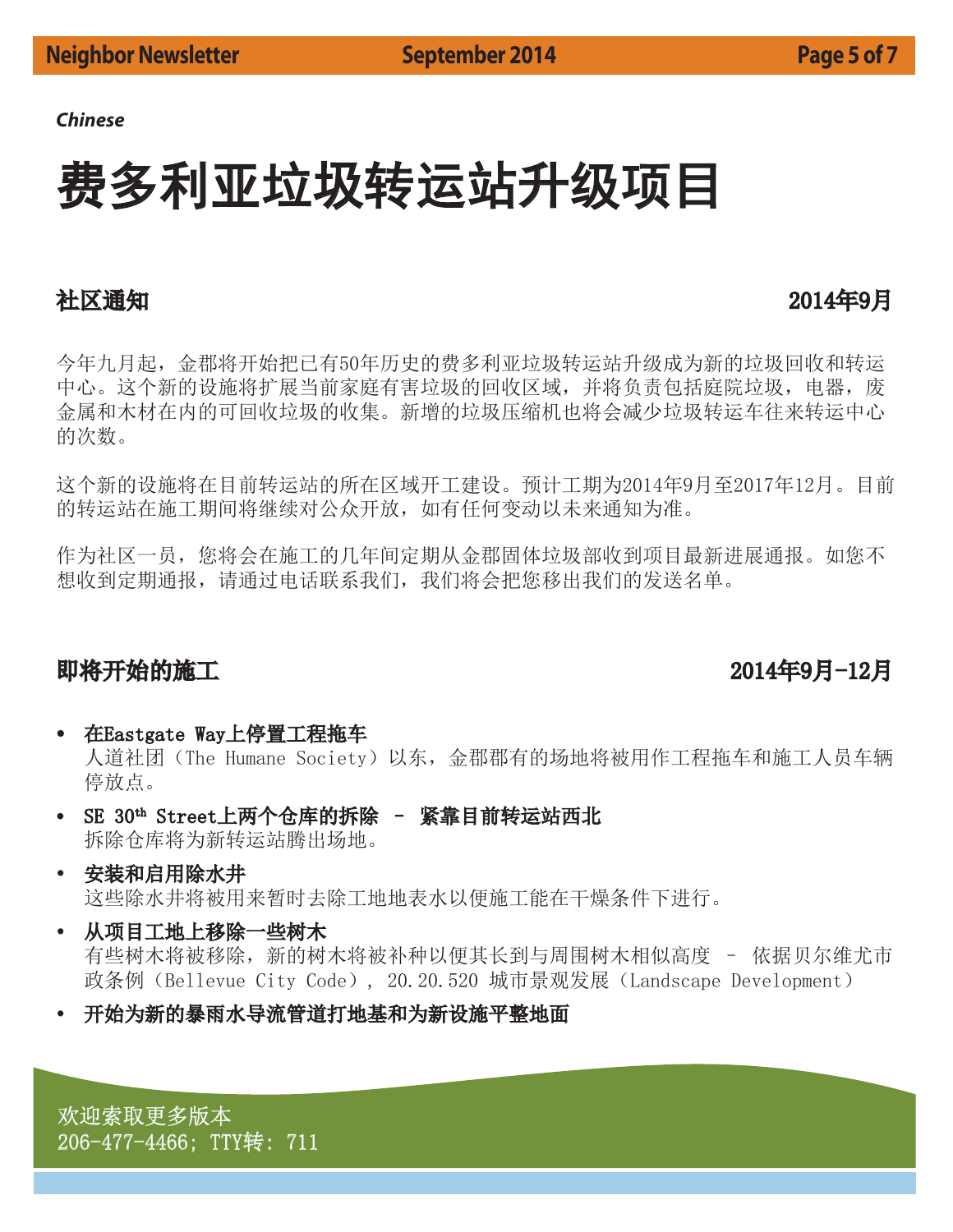*Chinese*

# 费多利亚垃圾转运站升级项目

## 社区通知 2014年9月

今年九月起，金郡将开始把已有50年历史的费多利亚垃圾转运站升级成为新的垃圾回收和转运中心。这个新的设施将扩展当前家庭有害垃圾的回收区域，并将负责包括庭院垃圾，电器，废金属和木材在内的可回收垃圾的收集。新增的垃圾压缩机也将会减少垃圾转运车往来转运中心的次数。

这个新的设施将在目前转运站的所在区域开工建设。预计工期为2014年9月至2017年12月。目前的转运站在施工期间将继续对公众开放，如有任何变动以未来通知为准。

作为社区一员，您将会在施工的几年间定期从金郡固体垃圾部收到项目最新进展通报。如您不想收到定期通报，请通过电话联系我们，我们将会把您移出我们的发送名单。

## 即将开始的施工 2014年9月-12月

- **在Eastgate Way上停置工程拖车**
  人道社团（The Humane Society）以东，金郡郡有的场地将被用作工程拖车和施工人员车辆停放点。
- **SE 30th Street上两个仓库的拆除 – 紧靠目前转运站西北**
  拆除仓库将为新转运站腾出场地。
- **安装和启用除水井**
  这些除水井将被用来暂时去除工地地表水以便施工能在干燥条件下进行。
- **从项目工地上移除一些树木**
  有些树木将被移除，新的树木将被补种以便其长到与周围树木相似高度 – 依据贝尔维尤市政条例（Bellevue City Code），20.20.520 城市景观发展（Landscape Development）
- **开始为新的暴雨水导流管道打地基和为新设施平整地面**

欢迎索取更多版本
206-477-4466; TTY转: 711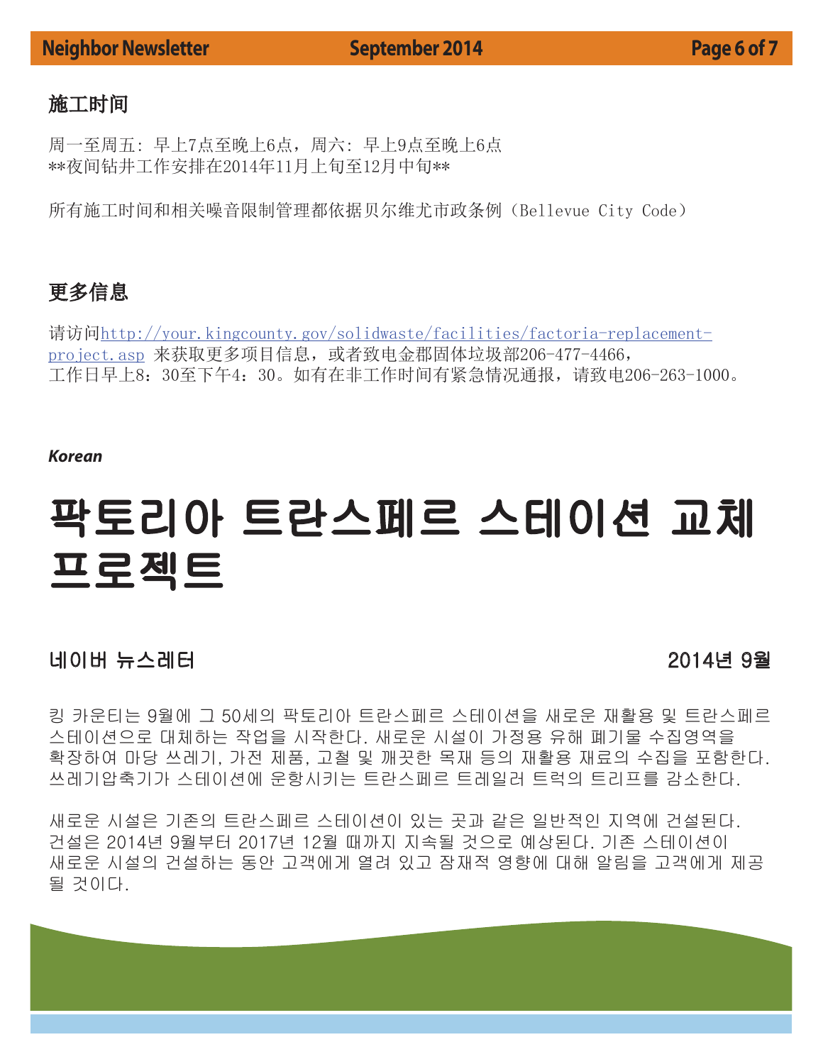## 施工时间

周一至周五：早上7点至晚上6点，周六：早上9点至晚上6点
**夜间钻井工作安排在2014年11月上旬至12月中旬**

所有施工时间和相关噪音限制管理都依据贝尔维尤市政条例（Bellevue City Code）

## 更多信息

请访问http://your.kingcounty.gov/solidwaste/facilities/factoria-replacement-project.asp 来获取更多项目信息，或者致电金郡固体垃圾部206-477-4466，工作日早上8：30至下午4：30。如有在非工作时间有紧急情况通报，请致电206-263-1000。

***Korean***

# 팍토리아 트란스페르 스테이션 교체 프로젝트

**네이버 뉴스레터** **2014년 9월**

킹 카운티는 9월에 그 50세의 팍토리아 트란스페르 스테이션을 새로운 재활용 및 트란스페르 스테이션으로 대체하는 작업을 시작한다. 새로운 시설이 가정용 유해 폐기물 수집영역을 확장하여 마당 쓰레기, 가전 제품, 고철 및 깨끗한 목재 등의 재활용 재료의 수집을 포함한다. 쓰레기압축기가 스테이션에 운항시키는 트란스페르 트레일러 트럭의 트리프를 감소한다.

새로운 시설은 기존의 트란스페르 스테이션이 있는 곳과 같은 일반적인 지역에 건설된다. 건설은 2014년 9월부터 2017년 12월 때까지 지속될 것으로 예상된다. 기존 스테이션이 새로운 시설의 건설하는 동안 고객에게 열려 있고 잠재적 영향에 대해 알림을 고객에게 제공될 것이다.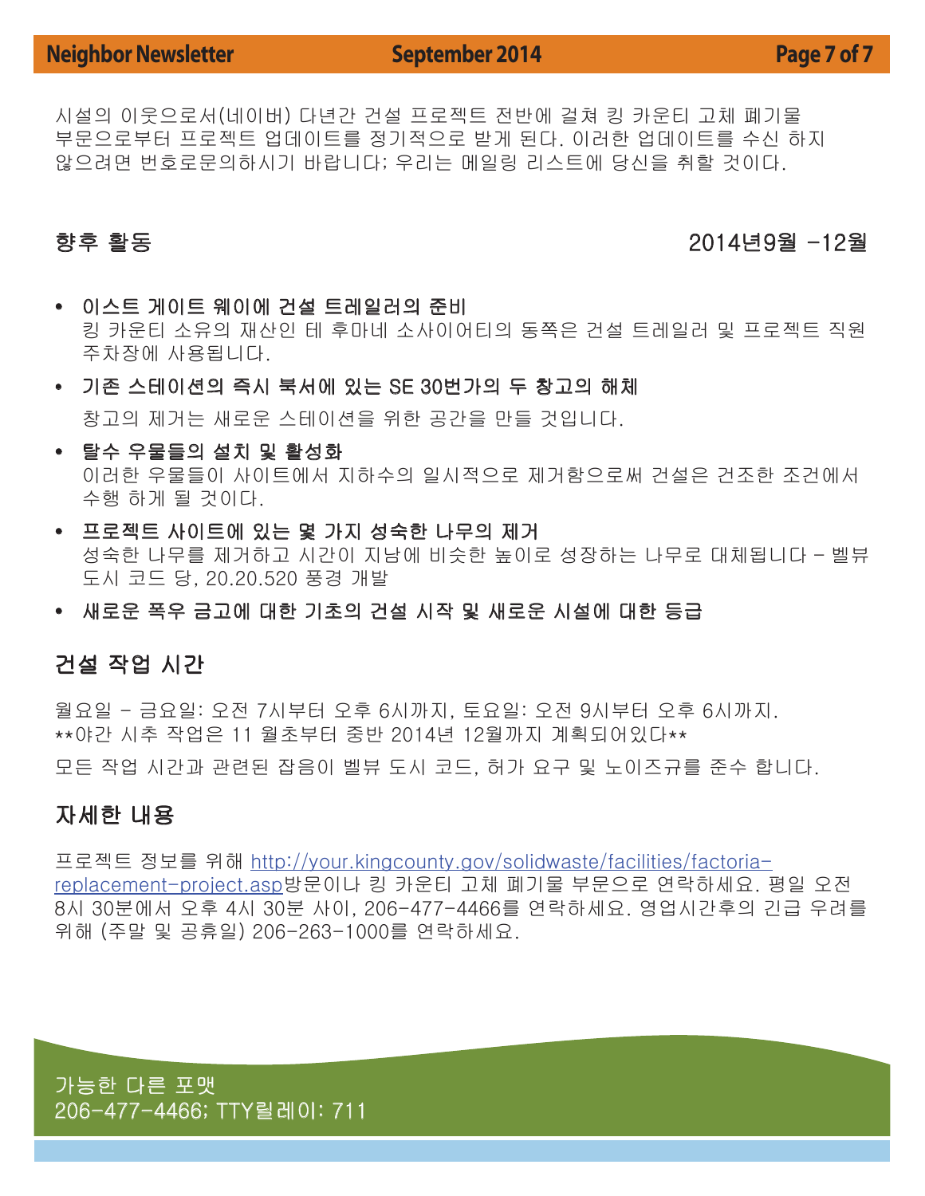시설의 이웃으로서(네이버) 다년간 건설 프로젝트 전반에 걸쳐 킹 카운티 고체 폐기물 부문으로부터 프로젝트 업데이트를 정기적으로 받게 된다. 이러한 업데이트를 수신 하지 않으려면 번호로문의하시기 바랍니다; 우리는 메일링 리스트에 당신을 취할 것이다.

## 향후 활동

2014년9월 -12월

- **이스트 게이트 웨이에 건설 트레일러의 준비**
  킹 카운티 소유의 재산인 테 후마네 소사이어티의 동쪽은 건설 트레일러 및 프로젝트 직원 주차장에 사용됩니다.
- **기존 스테이션의 즉시 북서에 있는 SE 30번가의 두 창고의 해체**
  창고의 제거는 새로운 스테이션을 위한 공간을 만들 것입니다.
- **탈수 우물들의 설치 및 활성화**
  이러한 우물들이 사이트에서 지하수의 일시적으로 제거함으로써 건설은 건조한 조건에서 수행 하게 될 것이다.
- **프로젝트 사이트에 있는 몇 가지 성숙한 나무의 제거**
  성숙한 나무를 제거하고 시간이 지남에 비슷한 높이로 성장하는 나무로 대체됩니다 - 벨뷰 도시 코드 당, 20.20.520 풍경 개발
- **새로운 폭우 금고에 대한 기초의 건설 시작 및 새로운 시설에 대한 등급**

## 건설 작업 시간

월요일 - 금요일: 오전 7시부터 오후 6시까지, 토요일: 오전 9시부터 오후 6시까지.
**야간 시추 작업은 11 월초부터 중반 2014년 12월까지 계획되어있다**

모든 작업 시간과 관련된 잡음이 벨뷰 도시 코드, 허가 요구 및 노이즈규를 준수 합니다.

## 자세한 내용

프로젝트 정보를 위해 http://your.kingcounty.gov/solidwaste/facilities/factoria-replacement-project.asp방문이나 킹 카운티 고체 폐기물 부문으로 연락하세요. 평일 오전 8시 30분에서 오후 4시 30분 사이, 206-477-4466를 연락하세요. 영업시간후의 긴급 우려를 위해 (주말 및 공휴일) 206-263-1000를 연락하세요.

가능한 다른 포맷
206-477-4466; TTY릴레이: 711